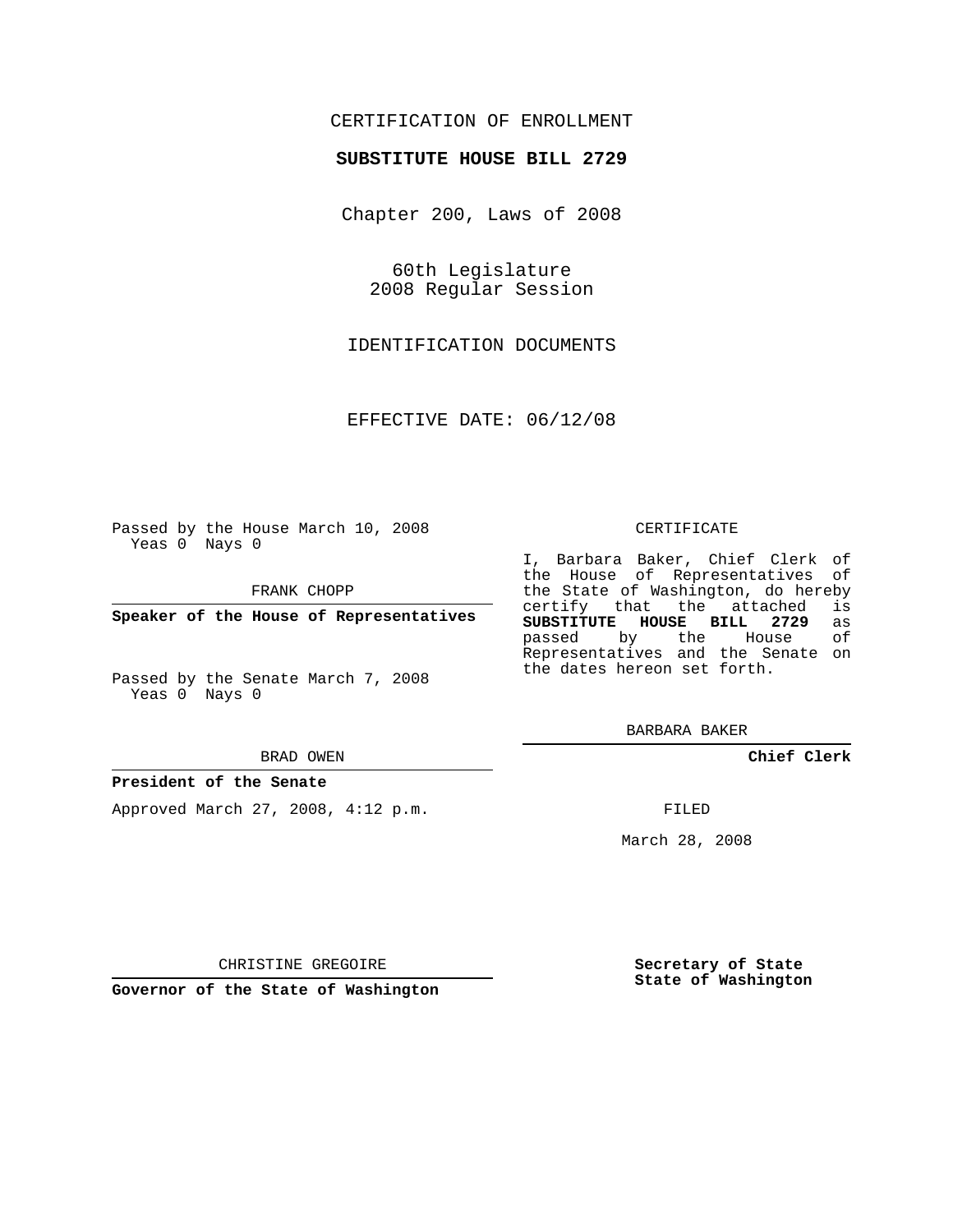CERTIFICATION OF ENROLLMENT

**SUBSTITUTE HOUSE BILL 2729**

Chapter 200, Laws of 2008

60th Legislature
2008 Regular Session

IDENTIFICATION DOCUMENTS

EFFECTIVE DATE: 06/12/08

Passed by the House March 10, 2008
Yeas 0 Nays 0

FRANK CHOPP

**Speaker of the House of Representatives**

Passed by the Senate March 7, 2008
Yeas 0 Nays 0

BRAD OWEN

**President of the Senate**

Approved March 27, 2008, 4:12 p.m.

CHRISTINE GREGOIRE

**Governor of the State of Washington**

CERTIFICATE

I, Barbara Baker, Chief Clerk of the House of Representatives of the State of Washington, do hereby certify that the attached is **SUBSTITUTE HOUSE BILL 2729** as passed by the House of Representatives and the Senate on the dates hereon set forth.

BARBARA BAKER

**Chief Clerk**

FILED

March 28, 2008

**Secretary of State**
**State of Washington**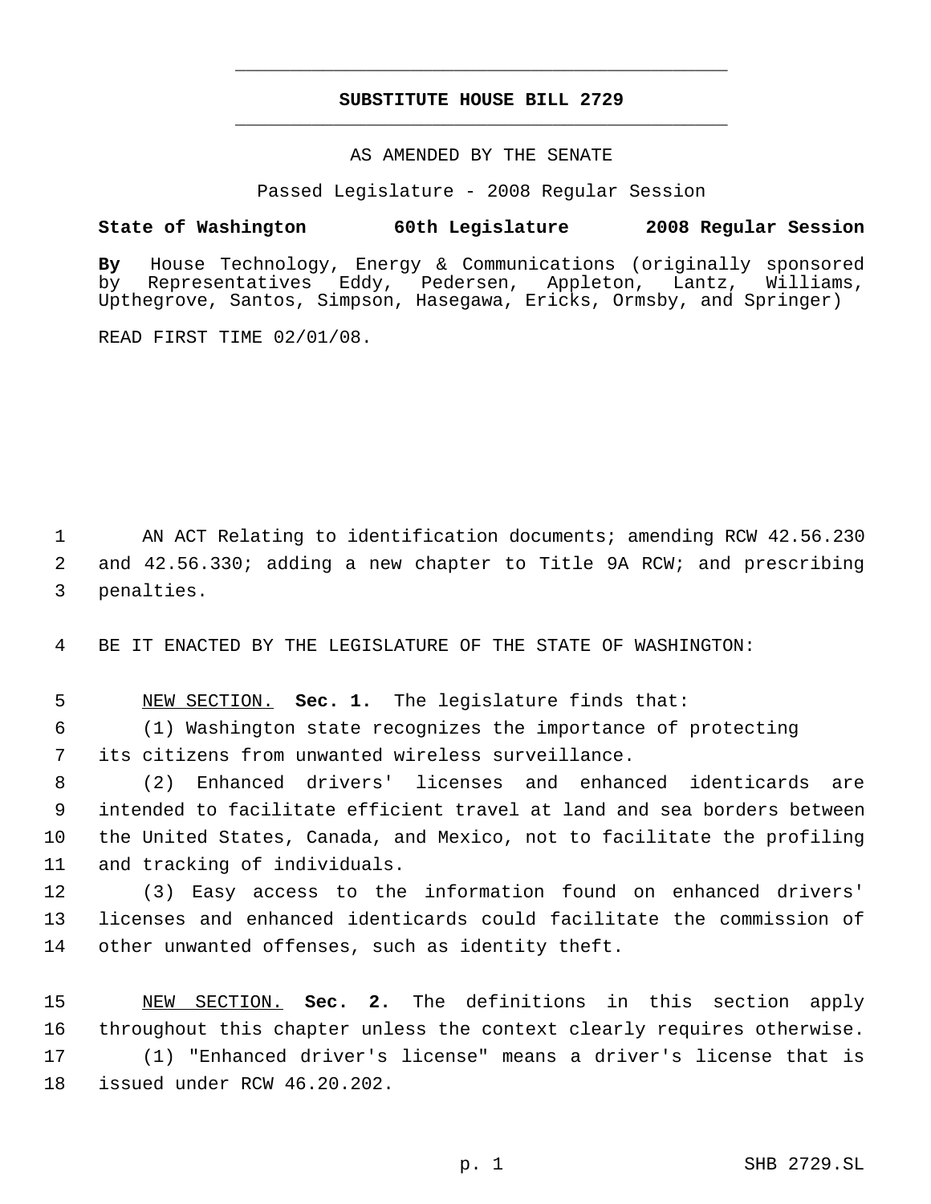# SUBSTITUTE HOUSE BILL 2729

AS AMENDED BY THE SENATE

Passed Legislature - 2008 Regular Session

**State of Washington 60th Legislature 2008 Regular Session**

**By** House Technology, Energy & Communications (originally sponsored by Representatives Eddy, Pedersen, Appleton, Lantz, Williams, Upthegrove, Santos, Simpson, Hasegawa, Ericks, Ormsby, and Springer)

READ FIRST TIME 02/01/08.

1 AN ACT Relating to identification documents; amending RCW 42.56.230
2 and 42.56.330; adding a new chapter to Title 9A RCW; and prescribing
3 penalties.

4 BE IT ENACTED BY THE LEGISLATURE OF THE STATE OF WASHINGTON:

5 NEW SECTION. **Sec. 1.** The legislature finds that:
6 (1) Washington state recognizes the importance of protecting
7 its citizens from unwanted wireless surveillance.
8 (2) Enhanced drivers' licenses and enhanced identicards are
9 intended to facilitate efficient travel at land and sea borders between
10 the United States, Canada, and Mexico, not to facilitate the profiling
11 and tracking of individuals.
12 (3) Easy access to the information found on enhanced drivers'
13 licenses and enhanced identicards could facilitate the commission of
14 other unwanted offenses, such as identity theft.

15 NEW SECTION. **Sec. 2.** The definitions in this section apply
16 throughout this chapter unless the context clearly requires otherwise.
17 (1) "Enhanced driver's license" means a driver's license that is
18 issued under RCW 46.20.202.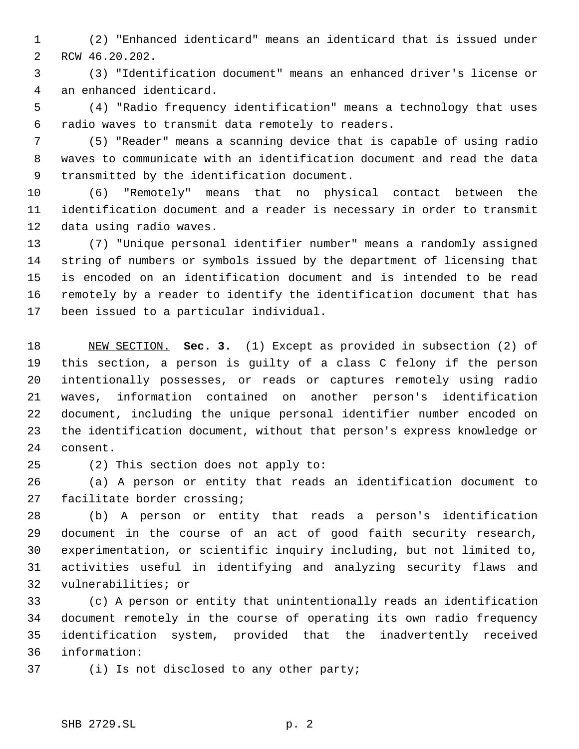(2) "Enhanced identicard" means an identicard that is issued under RCW 46.20.202.

(3) "Identification document" means an enhanced driver's license or an enhanced identicard.

(4) "Radio frequency identification" means a technology that uses radio waves to transmit data remotely to readers.

(5) "Reader" means a scanning device that is capable of using radio waves to communicate with an identification document and read the data transmitted by the identification document.

(6) "Remotely" means that no physical contact between the identification document and a reader is necessary in order to transmit data using radio waves.

(7) "Unique personal identifier number" means a randomly assigned string of numbers or symbols issued by the department of licensing that is encoded on an identification document and is intended to be read remotely by a reader to identify the identification document that has been issued to a particular individual.

NEW SECTION. **Sec. 3.** (1) Except as provided in subsection (2) of this section, a person is guilty of a class C felony if the person intentionally possesses, or reads or captures remotely using radio waves, information contained on another person's identification document, including the unique personal identifier number encoded on the identification document, without that person's express knowledge or consent.

(2) This section does not apply to:

(a) A person or entity that reads an identification document to facilitate border crossing;

(b) A person or entity that reads a person's identification document in the course of an act of good faith security research, experimentation, or scientific inquiry including, but not limited to, activities useful in identifying and analyzing security flaws and vulnerabilities; or

(c) A person or entity that unintentionally reads an identification document remotely in the course of operating its own radio frequency identification system, provided that the inadvertently received information:

(i) Is not disclosed to any other party;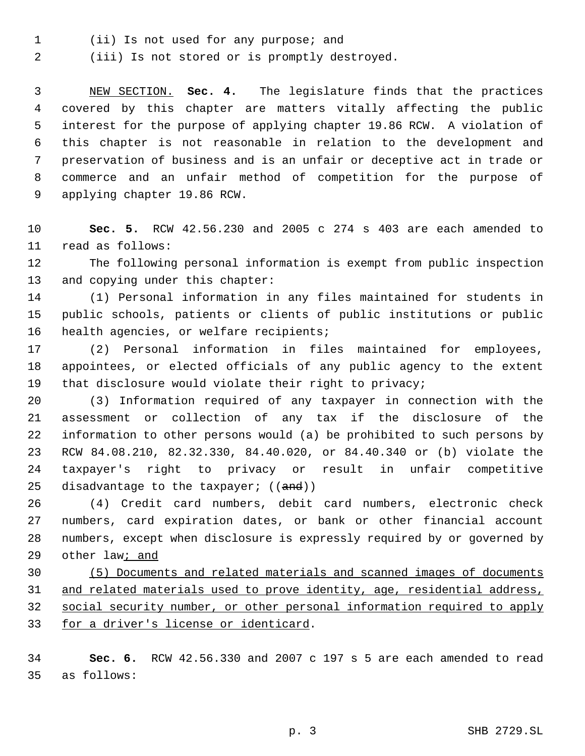(ii) Is not used for any purpose; and

(iii) Is not stored or is promptly destroyed.

NEW SECTION. **Sec. 4.** The legislature finds that the practices covered by this chapter are matters vitally affecting the public interest for the purpose of applying chapter 19.86 RCW. A violation of this chapter is not reasonable in relation to the development and preservation of business and is an unfair or deceptive act in trade or commerce and an unfair method of competition for the purpose of applying chapter 19.86 RCW.

**Sec. 5.** RCW 42.56.230 and 2005 c 274 s 403 are each amended to read as follows:

The following personal information is exempt from public inspection and copying under this chapter:

(1) Personal information in any files maintained for students in public schools, patients or clients of public institutions or public health agencies, or welfare recipients;

(2) Personal information in files maintained for employees, appointees, or elected officials of any public agency to the extent that disclosure would violate their right to privacy;

(3) Information required of any taxpayer in connection with the assessment or collection of any tax if the disclosure of the information to other persons would (a) be prohibited to such persons by RCW 84.08.210, 82.32.330, 84.40.020, or 84.40.340 or (b) violate the taxpayer's right to privacy or result in unfair competitive disadvantage to the taxpayer; ((~~and~~))

(4) Credit card numbers, debit card numbers, electronic check numbers, card expiration dates, or bank or other financial account numbers, except when disclosure is expressly required by or governed by other law; and

(5) Documents and related materials and scanned images of documents and related materials used to prove identity, age, residential address, social security number, or other personal information required to apply for a driver's license or identicard.

**Sec. 6.** RCW 42.56.330 and 2007 c 197 s 5 are each amended to read as follows: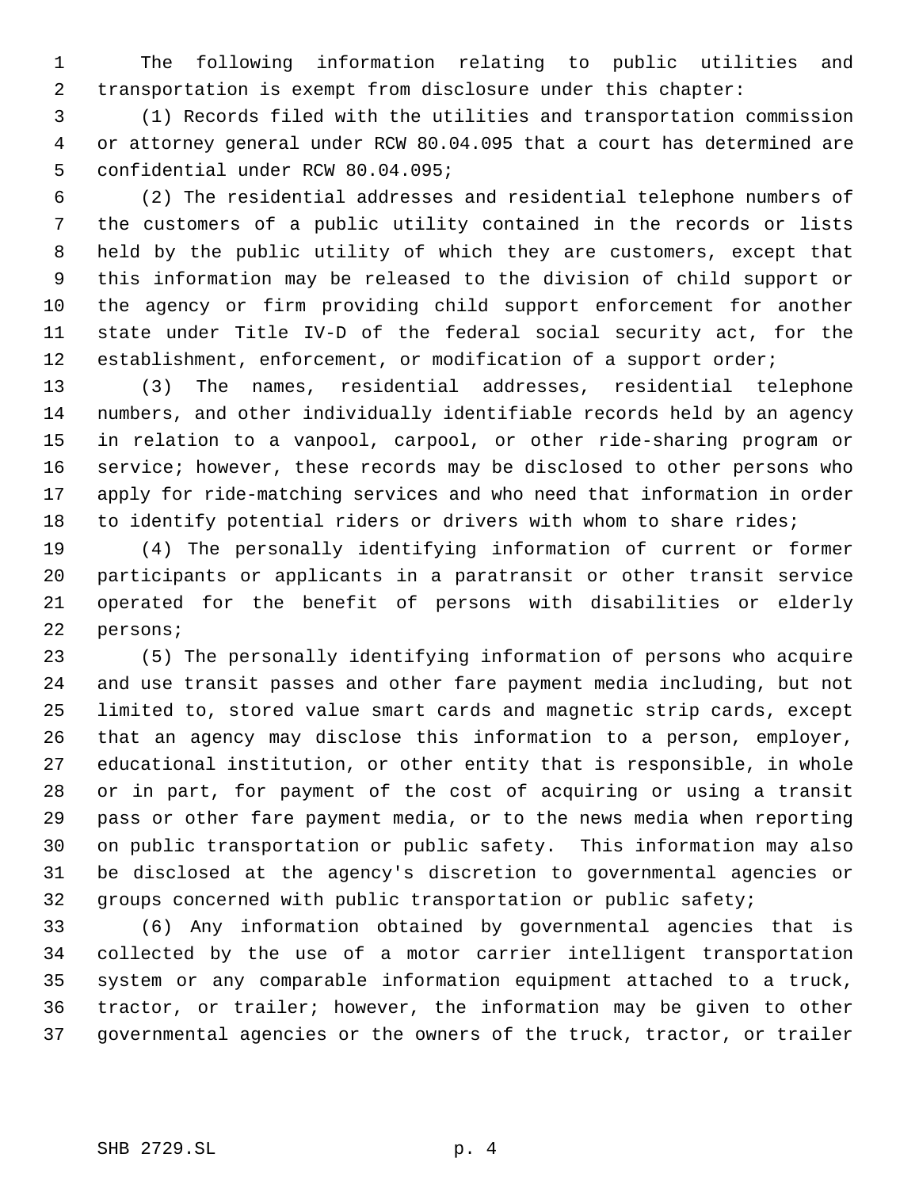The following information relating to public utilities and transportation is exempt from disclosure under this chapter:

(1) Records filed with the utilities and transportation commission or attorney general under RCW 80.04.095 that a court has determined are confidential under RCW 80.04.095;

(2) The residential addresses and residential telephone numbers of the customers of a public utility contained in the records or lists held by the public utility of which they are customers, except that this information may be released to the division of child support or the agency or firm providing child support enforcement for another state under Title IV-D of the federal social security act, for the establishment, enforcement, or modification of a support order;

(3) The names, residential addresses, residential telephone numbers, and other individually identifiable records held by an agency in relation to a vanpool, carpool, or other ride-sharing program or service; however, these records may be disclosed to other persons who apply for ride-matching services and who need that information in order to identify potential riders or drivers with whom to share rides;

(4) The personally identifying information of current or former participants or applicants in a paratransit or other transit service operated for the benefit of persons with disabilities or elderly persons;

(5) The personally identifying information of persons who acquire and use transit passes and other fare payment media including, but not limited to, stored value smart cards and magnetic strip cards, except that an agency may disclose this information to a person, employer, educational institution, or other entity that is responsible, in whole or in part, for payment of the cost of acquiring or using a transit pass or other fare payment media, or to the news media when reporting on public transportation or public safety. This information may also be disclosed at the agency's discretion to governmental agencies or groups concerned with public transportation or public safety;

(6) Any information obtained by governmental agencies that is collected by the use of a motor carrier intelligent transportation system or any comparable information equipment attached to a truck, tractor, or trailer; however, the information may be given to other governmental agencies or the owners of the truck, tractor, or trailer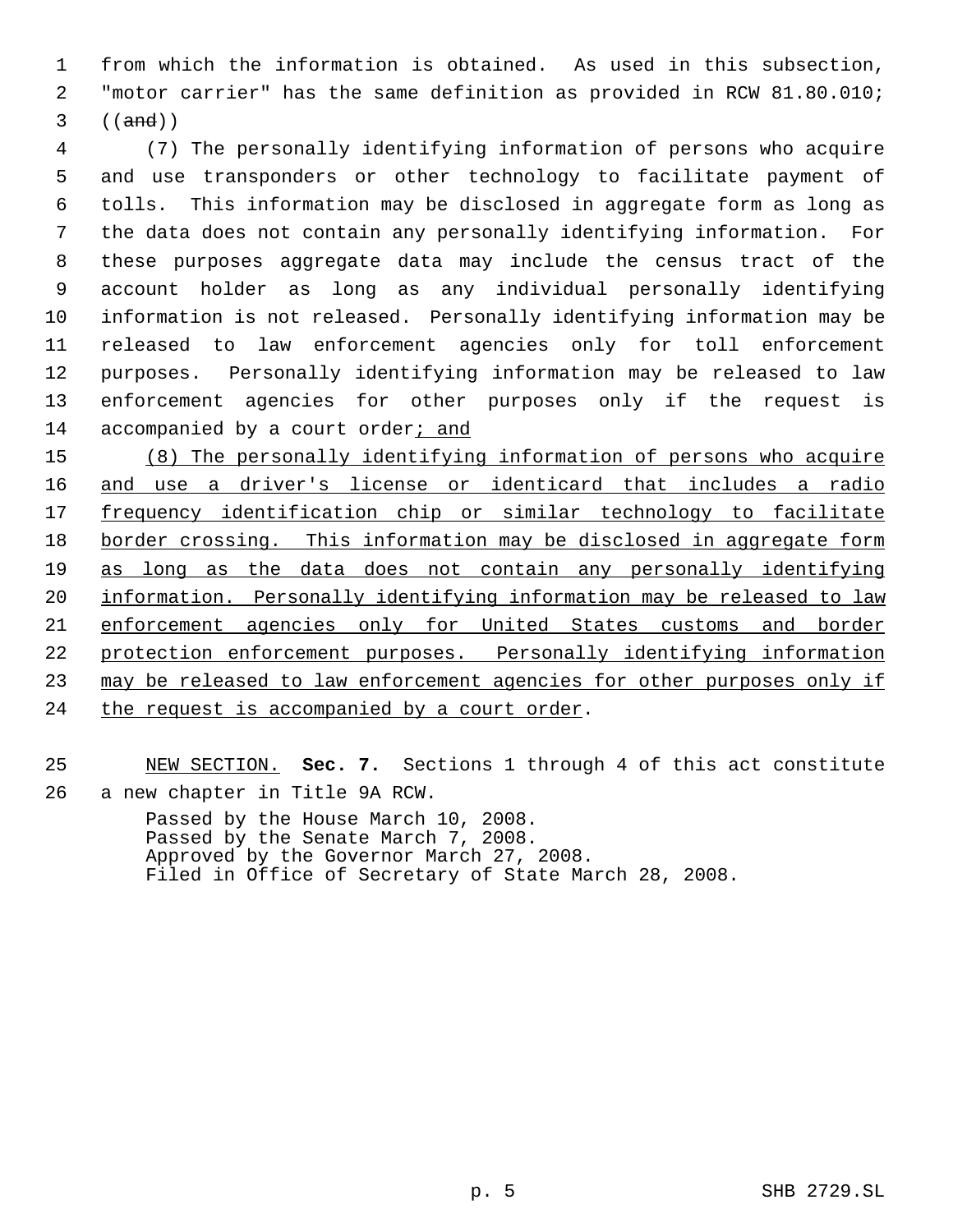from which the information is obtained. As used in this subsection, "motor carrier" has the same definition as provided in RCW 81.80.010; ((~~and~~))

(7) The personally identifying information of persons who acquire and use transponders or other technology to facilitate payment of tolls. This information may be disclosed in aggregate form as long as the data does not contain any personally identifying information. For these purposes aggregate data may include the census tract of the account holder as long as any individual personally identifying information is not released. Personally identifying information may be released to law enforcement agencies only for toll enforcement purposes. Personally identifying information may be released to law enforcement agencies for other purposes only if the request is accompanied by a court order<u>; and</u>

<u>(8) The personally identifying information of persons who acquire and use a driver's license or identicard that includes a radio frequency identification chip or similar technology to facilitate border crossing. This information may be disclosed in aggregate form as long as the data does not contain any personally identifying information. Personally identifying information may be released to law enforcement agencies only for United States customs and border protection enforcement purposes. Personally identifying information may be released to law enforcement agencies for other purposes only if the request is accompanied by a court order</u>.

<u>NEW SECTION.</u> **Sec. 7.** Sections 1 through 4 of this act constitute a new chapter in Title 9A RCW.

Passed by the House March 10, 2008.
Passed by the Senate March 7, 2008.
Approved by the Governor March 27, 2008.
Filed in Office of Secretary of State March 28, 2008.